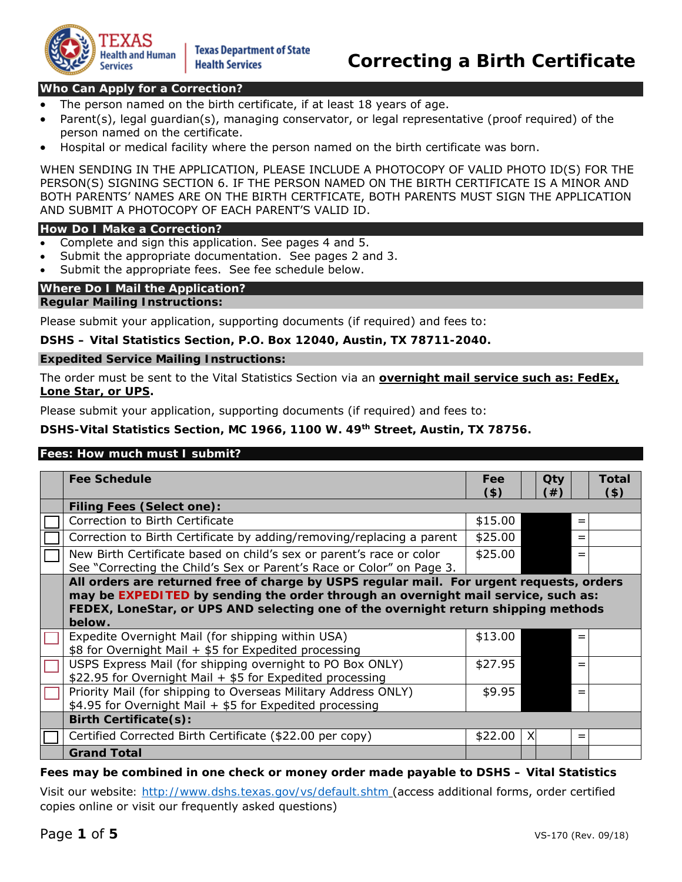# Correcting a Birth Certificate

Texas Health and Human Services | Texas Department of State Health Services

## Who Can Apply for a Correction?

- The person named on the birth certificate, if at least 18 years of age.
- Parent(s), legal guardian(s), managing conservator, or legal representative (proof required) of the person named on the certificate.
- Hospital or medical facility where the person named on the birth certificate was born.

WHEN SENDING IN THE APPLICATION, PLEASE INCLUDE A PHOTOCOPY OF VALID PHOTO ID(S) FOR THE PERSON(S) SIGNING SECTION 6. IF THE PERSON NAMED ON THE BIRTH CERTIFICATE IS A MINOR AND BOTH PARENTS' NAMES ARE ON THE BIRTH CERTFICATE, BOTH PARENTS MUST SIGN THE APPLICATION AND SUBMIT A PHOTOCOPY OF EACH PARENT'S VALID ID.

## How Do I Make a Correction?

- Complete and sign this application. See pages 4 and 5.
- Submit the appropriate documentation. See pages 2 and 3.
- Submit the appropriate fees. See fee schedule below.

## Where Do I Mail the Application?

### Regular Mailing Instructions:

Please submit your application, supporting documents (if required) and fees to:

**DSHS – Vital Statistics Section, P.O. Box 12040, Austin, TX 78711-2040.**

### Expedited Service Mailing Instructions:

The order must be sent to the Vital Statistics Section via an **overnight mail service such as: FedEx, Lone Star, or UPS**.

Please submit your application, supporting documents (if required) and fees to:

**DSHS-Vital Statistics Section, MC 1966, 1100 W. 49th Street, Austin, TX 78756.**

## Fees: How much must I submit?

| | Fee Schedule | Fee ($) | | Qty (#) | | Total ($) |
|---|---|---|---|---|---|---|
| | **Filing Fees (Select one):** | | | | | |
| ☐ | Correction to Birth Certificate | $15.00 | | | = | |
| ☐ | Correction to Birth Certificate by adding/removing/replacing a parent | $25.00 | | | = | |
| ☐ | New Birth Certificate based on child's sex or parent's race or color See "Correcting the Child's Sex or Parent's Race or Color" on Page 3. | $25.00 | | | = | |
| | **All orders are returned free of charge by USPS regular mail. For urgent requests, orders may be EXPEDITED by sending the order through an overnight mail service, such as: FEDEX, LoneStar, or UPS AND selecting one of the overnight return shipping methods below.** | | | | | |
| ☐ | Expedite Overnight Mail (for shipping within USA) $8 for Overnight Mail + $5 for Expedited processing | $13.00 | | | = | |
| ☐ | USPS Express Mail (for shipping overnight to PO Box ONLY) $22.95 for Overnight Mail + $5 for Expedited processing | $27.95 | | | = | |
| ☐ | Priority Mail (for shipping to Overseas Military Address ONLY) $4.95 for Overnight Mail + $5 for Expedited processing | $9.95 | | | = | |
| | **Birth Certificate(s):** | | | | | |
| ☐ | Certified Corrected Birth Certificate ($22.00 per copy) | $22.00 | X | | = | |
| | **Grand Total** | | | | | |

**Fees may be combined in one check or money order made payable to DSHS – Vital Statistics**

Visit our website: http://www.dshs.texas.gov/vs/default.shtm (access additional forms, order certified copies online or visit our frequently asked questions)

VS-170 (Rev. 09/18)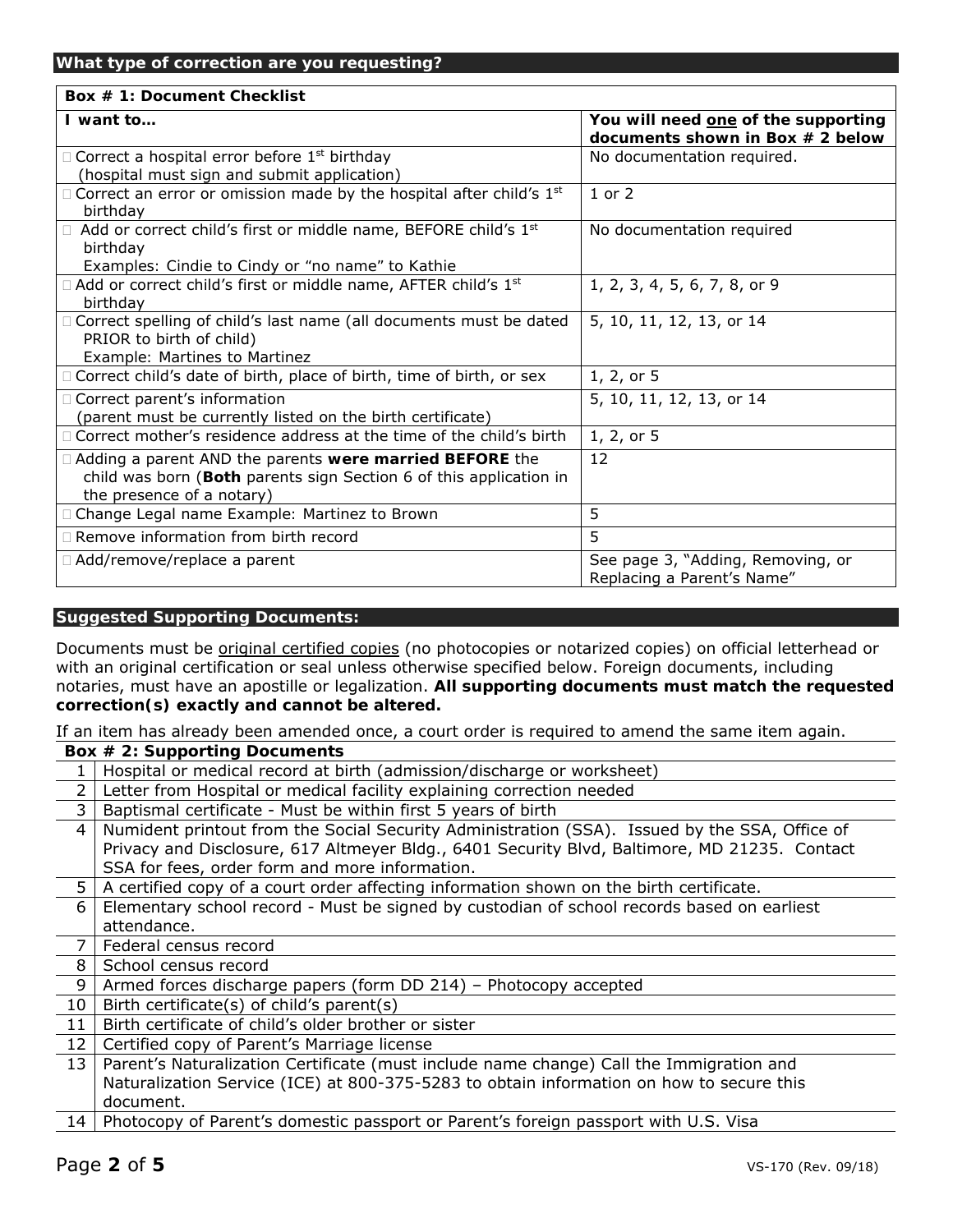## What type of correction are you requesting?

| Box # 1: Document Checklist | |
|---|---|
| **I want to…** | **You will need one of the supporting documents shown in Box # 2 below** |
| ☐ Correct a hospital error before 1st birthday (hospital must sign and submit application) | No documentation required. |
| ☐ Correct an error or omission made by the hospital after child's 1st birthday | 1 or 2 |
| ☐ Add or correct child's first or middle name, BEFORE child's 1st birthday Examples: Cindie to Cindy or "no name" to Kathie | No documentation required |
| ☐ Add or correct child's first or middle name, AFTER child's 1st birthday | 1, 2, 3, 4, 5, 6, 7, 8, or 9 |
| ☐ Correct spelling of child's last name (all documents must be dated PRIOR to birth of child) Example: Martines to Martinez | 5, 10, 11, 12, 13, or 14 |
| ☐ Correct child's date of birth, place of birth, time of birth, or sex | 1, 2, or 5 |
| ☐ Correct parent's information (parent must be currently listed on the birth certificate) | 5, 10, 11, 12, 13, or 14 |
| ☐ Correct mother's residence address at the time of the child's birth | 1, 2, or 5 |
| ☐ Adding a parent AND the parents **were married BEFORE** the child was born (**Both** parents sign Section 6 of this application in the presence of a notary) | 12 |
| ☐ Change Legal name Example: Martinez to Brown | 5 |
| ☐ Remove information from birth record | 5 |
| ☐ Add/remove/replace a parent | See page 3, "Adding, Removing, or Replacing a Parent's Name" |

## Suggested Supporting Documents:

Documents must be original certified copies (no photocopies or notarized copies) on official letterhead or with an original certification or seal unless otherwise specified below. Foreign documents, including notaries, must have an apostille or legalization. **All supporting documents must match the requested correction(s) exactly and cannot be altered.**

If an item has already been amended once, a court order is required to amend the same item again.

| Box # 2: Supporting Documents | |
|---|---|
| 1 | Hospital or medical record at birth (admission/discharge or worksheet) |
| 2 | Letter from Hospital or medical facility explaining correction needed |
| 3 | Baptismal certificate - Must be within first 5 years of birth |
| 4 | Numident printout from the Social Security Administration (SSA). Issued by the SSA, Office of Privacy and Disclosure, 617 Altmeyer Bldg., 6401 Security Blvd, Baltimore, MD 21235. Contact SSA for fees, order form and more information. |
| 5 | A certified copy of a court order affecting information shown on the birth certificate. |
| 6 | Elementary school record - Must be signed by custodian of school records based on earliest attendance. |
| 7 | Federal census record |
| 8 | School census record |
| 9 | Armed forces discharge papers (form DD 214) – Photocopy accepted |
| 10 | Birth certificate(s) of child's parent(s) |
| 11 | Birth certificate of child's older brother or sister |
| 12 | Certified copy of Parent's Marriage license |
| 13 | Parent's Naturalization Certificate (must include name change) Call the Immigration and Naturalization Service (ICE) at 800-375-5283 to obtain information on how to secure this document. |
| 14 | Photocopy of Parent's domestic passport or Parent's foreign passport with U.S. Visa |

VS-170 (Rev. 09/18)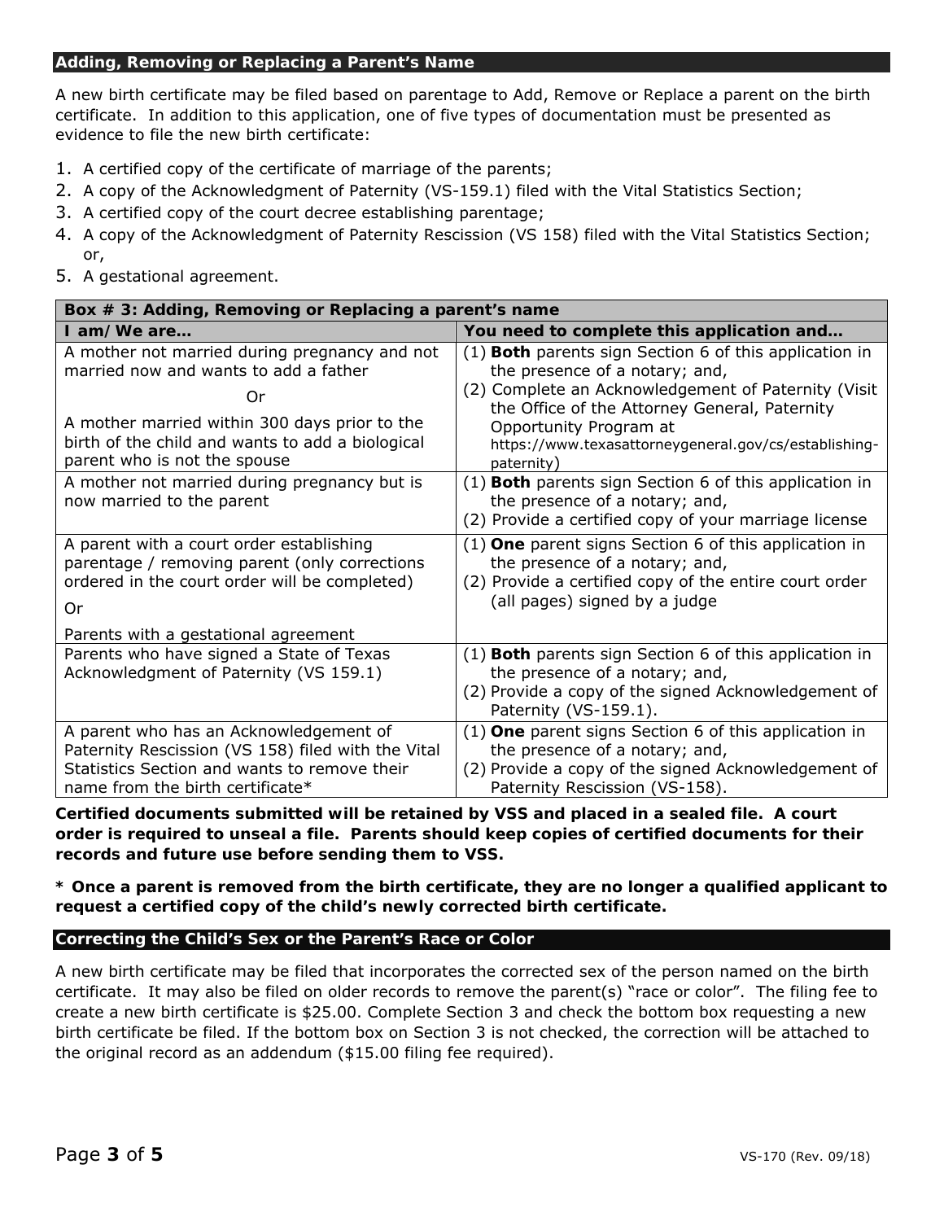## Adding, Removing or Replacing a Parent's Name

A new birth certificate may be filed based on parentage to Add, Remove or Replace a parent on the birth certificate. In addition to this application, one of five types of documentation must be presented as evidence to file the new birth certificate:

1. A certified copy of the certificate of marriage of the parents;
2. A copy of the Acknowledgment of Paternity (VS-159.1) filed with the Vital Statistics Section;
3. A certified copy of the court decree establishing parentage;
4. A copy of the Acknowledgment of Paternity Rescission (VS 158) filed with the Vital Statistics Section; or,
5. A gestational agreement.

| **Box # 3: Adding, Removing or Replacing a parent's name** | |
|---|---|
| **I am/We are…** | **You need to complete this application and…** |
| A mother not married during pregnancy and not married now and wants to add a father<br><br>Or<br><br>A mother married within 300 days prior to the birth of the child and wants to add a biological parent who is not the spouse | (1) **Both** parents sign Section 6 of this application in the presence of a notary; and,<br>(2) Complete an Acknowledgement of Paternity (Visit the Office of the Attorney General, Paternity Opportunity Program at https://www.texasattorneygeneral.gov/cs/establishing-paternity) |
| A mother not married during pregnancy but is now married to the parent | (1) **Both** parents sign Section 6 of this application in the presence of a notary; and,<br>(2) Provide a certified copy of your marriage license |
| A parent with a court order establishing parentage / removing parent (only corrections ordered in the court order will be completed)<br><br>Or<br><br>Parents with a gestational agreement | (1) **One** parent signs Section 6 of this application in the presence of a notary; and,<br>(2) Provide a certified copy of the entire court order (all pages) signed by a judge |
| Parents who have signed a State of Texas Acknowledgment of Paternity (VS 159.1) | (1) **Both** parents sign Section 6 of this application in the presence of a notary; and,<br>(2) Provide a copy of the signed Acknowledgement of Paternity (VS-159.1). |
| A parent who has an Acknowledgement of Paternity Rescission (VS 158) filed with the Vital Statistics Section and wants to remove their name from the birth certificate* | (1) **One** parent signs Section 6 of this application in the presence of a notary; and,<br>(2) Provide a copy of the signed Acknowledgement of Paternity Rescission (VS-158). |

**Certified documents submitted will be retained by VSS and placed in a sealed file. A court order is required to unseal a file. Parents should keep copies of certified documents for their records and future use before sending them to VSS.**

**\* Once a parent is removed from the birth certificate, they are no longer a qualified applicant to request a certified copy of the child's newly corrected birth certificate.**

## Correcting the Child's Sex or the Parent's Race or Color

A new birth certificate may be filed that incorporates the corrected sex of the person named on the birth certificate. It may also be filed on older records to remove the parent(s) "race or color". The filing fee to create a new birth certificate is $25.00. Complete Section 3 and check the bottom box requesting a new birth certificate be filed. If the bottom box on Section 3 is not checked, the correction will be attached to the original record as an addendum ($15.00 filing fee required).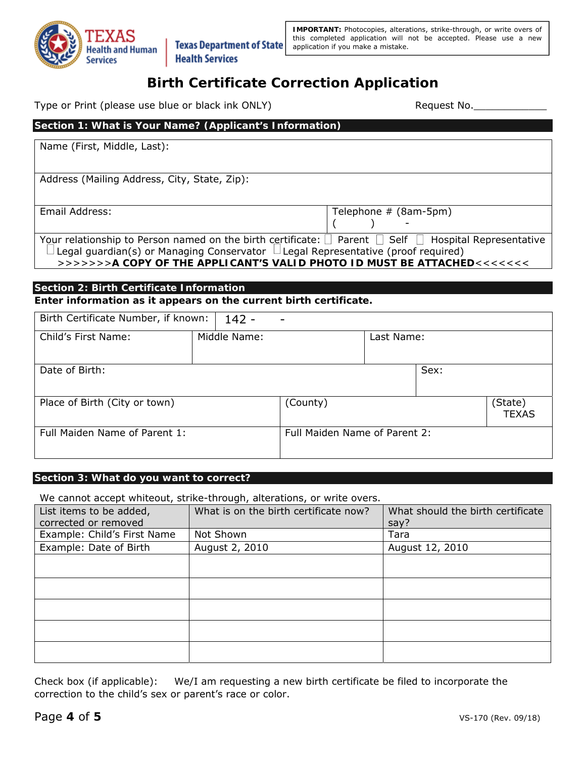Texas Health and Human Services | Texas Department of State Health Services

**IMPORTANT:** Photocopies, alterations, strike-through, or write overs of this completed application will not be accepted. Please use a new application if you make a mistake.

# Birth Certificate Correction Application

Type or Print (please use blue or black ink ONLY)  Request No.____________

## Section 1: What is Your Name? (Applicant's Information)

| Name (First, Middle, Last): | |
|---|---|
| Address (Mailing Address, City, State, Zip): | |
| Email Address: | Telephone # (8am-5pm) ( ) - |

Your relationship to Person named on the birth certificate: ☐ Parent ☐ Self ☐ Hospital Representative ☐ Legal guardian(s) or Managing Conservator ☐ Legal Representative (proof required)

>>>>>>>**A COPY OF THE APPLICANT'S VALID PHOTO ID MUST BE ATTACHED**<<<<<<<

## Section 2: Birth Certificate Information

**Enter information as it appears on the current birth certificate.**

| Birth Certificate Number, if known: | 142 - - | | |
|---|---|---|---|
| Child's First Name: | Middle Name: | Last Name: | |
| Date of Birth: | | Sex: | |
| Place of Birth (City or town) | (County) | | (State) TEXAS |
| Full Maiden Name of Parent 1: | Full Maiden Name of Parent 2: | | |

## Section 3: What do you want to correct?

We cannot accept whiteout, strike-through, alterations, or write overs.

| List items to be added, corrected or removed | What is on the birth certificate now? | What should the birth certificate say? |
|---|---|---|
| Example: Child's First Name | Not Shown | Tara |
| Example: Date of Birth | August 2, 2010 | August 12, 2010 |
| | | |
| | | |
| | | |
| | | |
| | | |

Check box (if applicable): We/I am requesting a new birth certificate be filed to incorporate the correction to the child's sex or parent's race or color.

VS-170 (Rev. 09/18)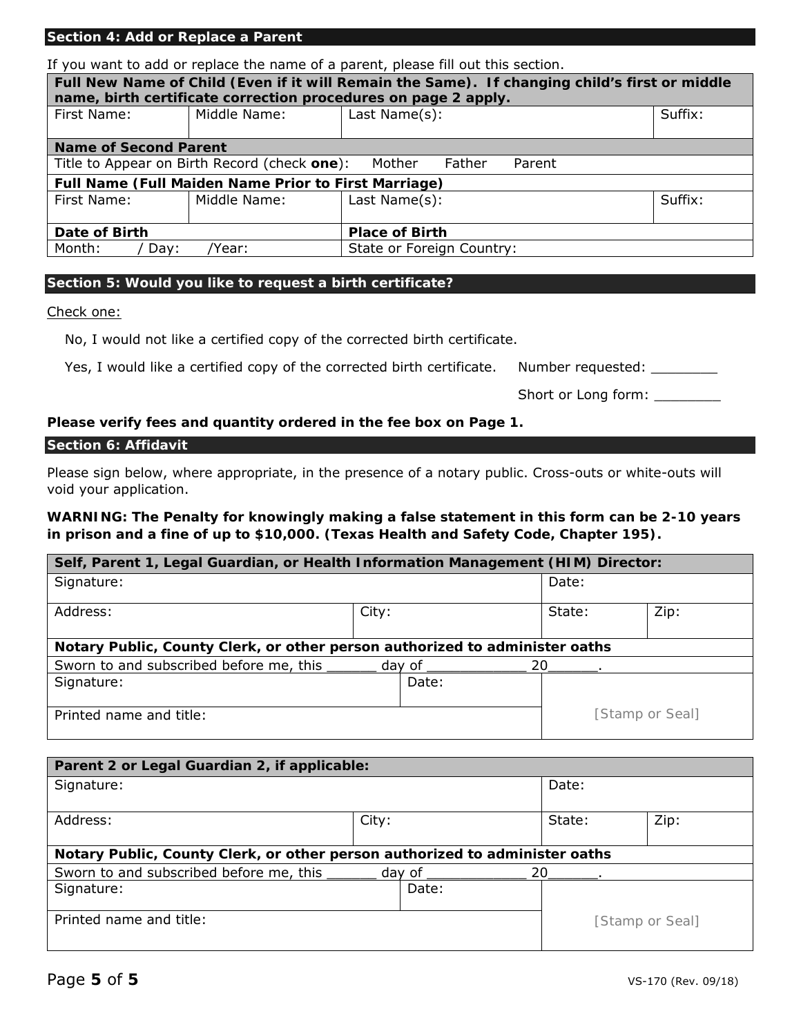## Section 4: Add or Replace a Parent

If you want to add or replace the name of a parent, please fill out this section.

| | | | |
|---|---|---|---|
| **Full New Name of Child (Even if it will Remain the Same). If changing child's first or middle name, birth certificate correction procedures on page 2 apply.** | | | |
| First Name: | Middle Name: | Last Name(s): | Suffix: |
| **Name of Second Parent** | | | |
| Title to Appear on Birth Record (check **one**): Mother Father Parent | | | |
| **Full Name (Full Maiden Name Prior to First Marriage)** | | | |
| First Name: | Middle Name: | Last Name(s): | Suffix: |
| **Date of Birth** | | **Place of Birth** | |
| Month: / Day: /Year: | | State or Foreign Country: | |

## Section 5: Would you like to request a birth certificate?

Check one:

No, I would not like a certified copy of the corrected birth certificate.

Yes, I would like a certified copy of the corrected birth certificate. Number requested: ________

Short or Long form: ________

**Please verify fees and quantity ordered in the fee box on Page 1.**

## Section 6: Affidavit

Please sign below, where appropriate, in the presence of a notary public. Cross-outs or white-outs will void your application.

**WARNING: The Penalty for knowingly making a false statement in this form can be 2-10 years in prison and a fine of up to $10,000. (Texas Health and Safety Code, Chapter 195).**

| | | | |
|---|---|---|---|
| **Self, Parent 1, Legal Guardian, or Health Information Management (HIM) Director:** | | | |
| Signature: | | Date: | |
| Address: | City: | State: | Zip: |
| **Notary Public, County Clerk, or other person authorized to administer oaths** | | | |
| Sworn to and subscribed before me, this ______ day of ____________ 20______. | | | |
| Signature: | Date: | [Stamp or Seal] | |
| Printed name and title: | | | |

| | | | |
|---|---|---|---|
| **Parent 2 or Legal Guardian 2, if applicable:** | | | |
| Signature: | | Date: | |
| Address: | City: | State: | Zip: |
| **Notary Public, County Clerk, or other person authorized to administer oaths** | | | |
| Sworn to and subscribed before me, this ______ day of ____________ 20______. | | | |
| Signature: | Date: | [Stamp or Seal] | |
| Printed name and title: | | | |

VS-170 (Rev. 09/18)